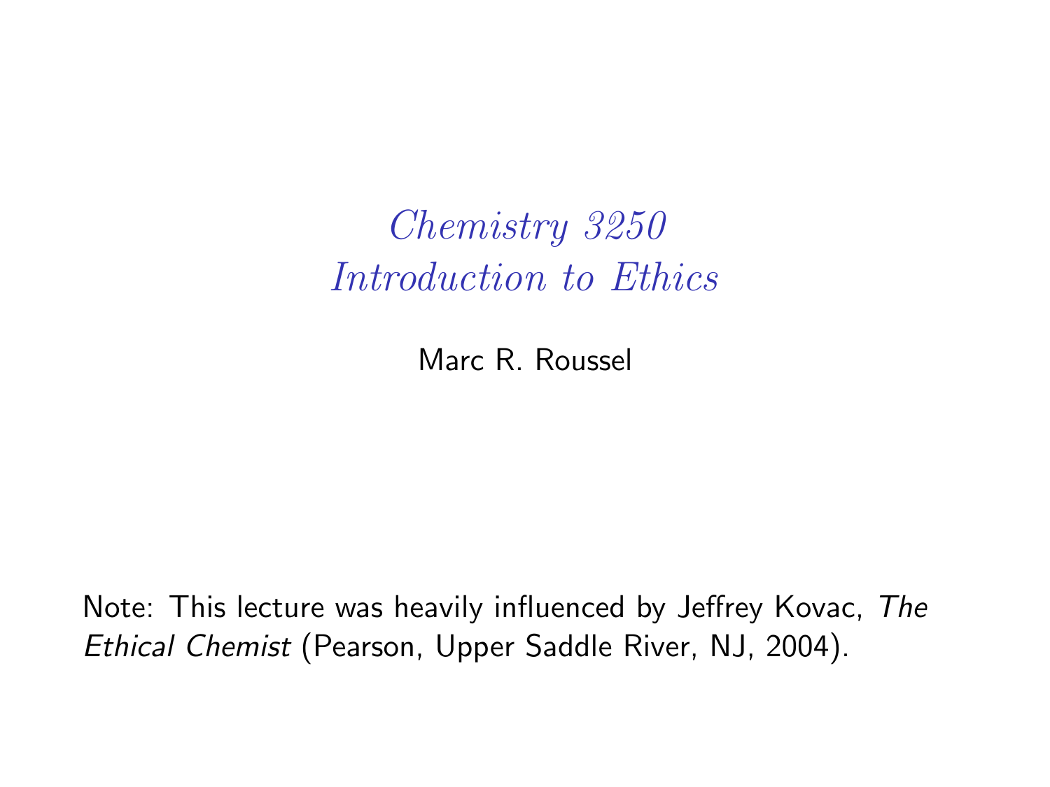# *Chemistry 3250*
# *Introduction to Ethics*

Marc R. Roussel

Note: This lecture was heavily influenced by Jeffrey Kovac, *The Ethical Chemist* (Pearson, Upper Saddle River, NJ, 2004).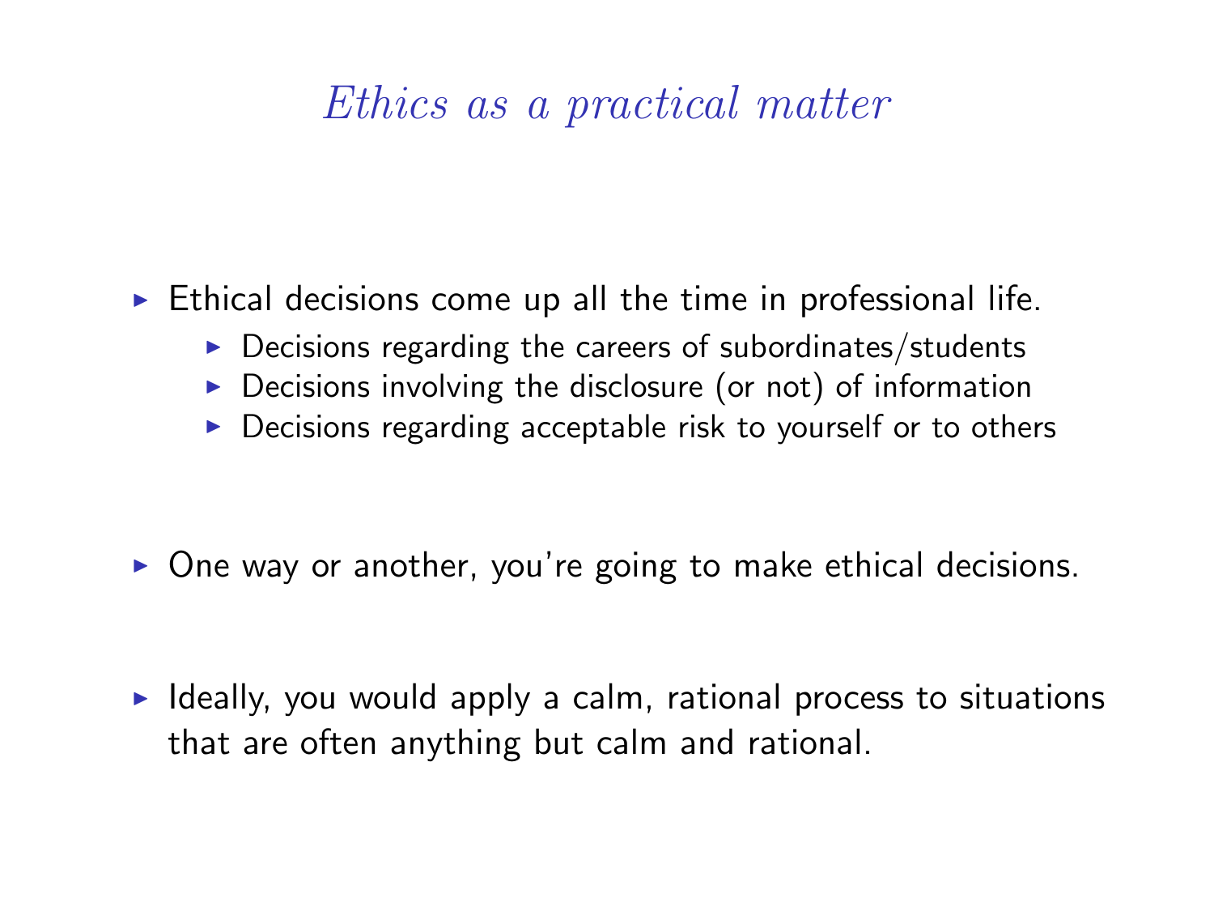# *Ethics as a practical matter*

- Ethical decisions come up all the time in professional life.
  - Decisions regarding the careers of subordinates/students
  - Decisions involving the disclosure (or not) of information
  - Decisions regarding acceptable risk to yourself or to others
- One way or another, you're going to make ethical decisions.
- Ideally, you would apply a calm, rational process to situations that are often anything but calm and rational.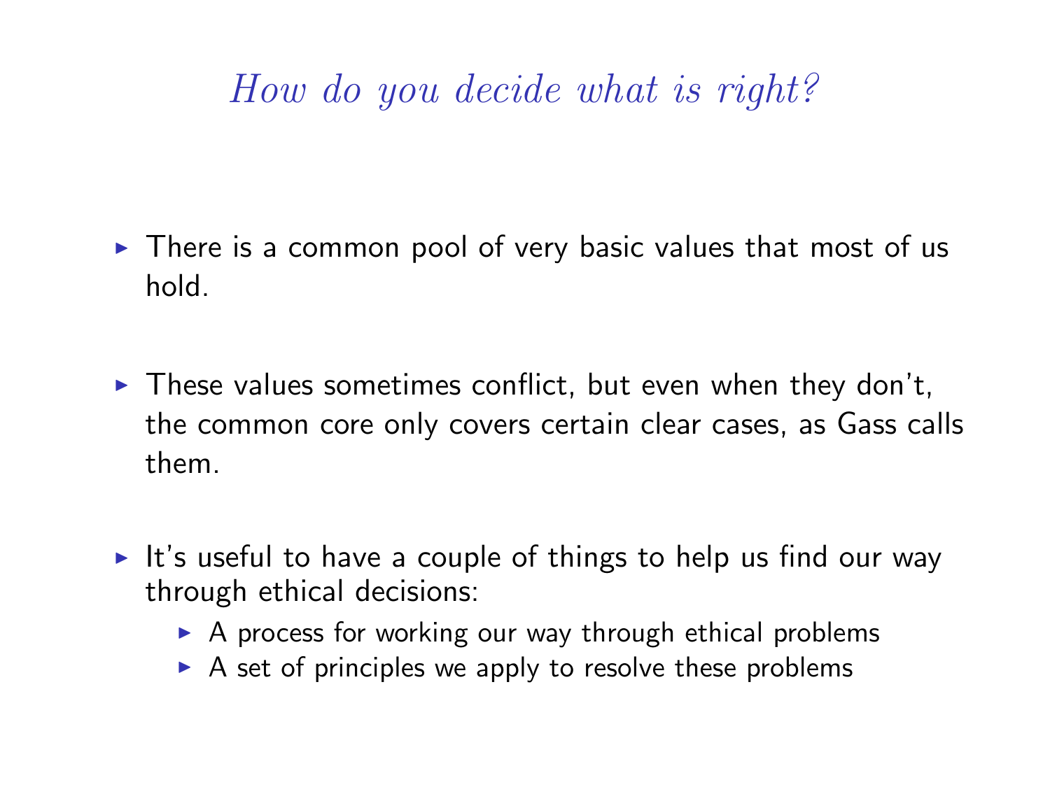# *How do you decide what is right?*

- There is a common pool of very basic values that most of us hold.
- These values sometimes conflict, but even when they don't, the common core only covers certain clear cases, as Gass calls them.
- It's useful to have a couple of things to help us find our way through ethical decisions:
  - A process for working our way through ethical problems
  - A set of principles we apply to resolve these problems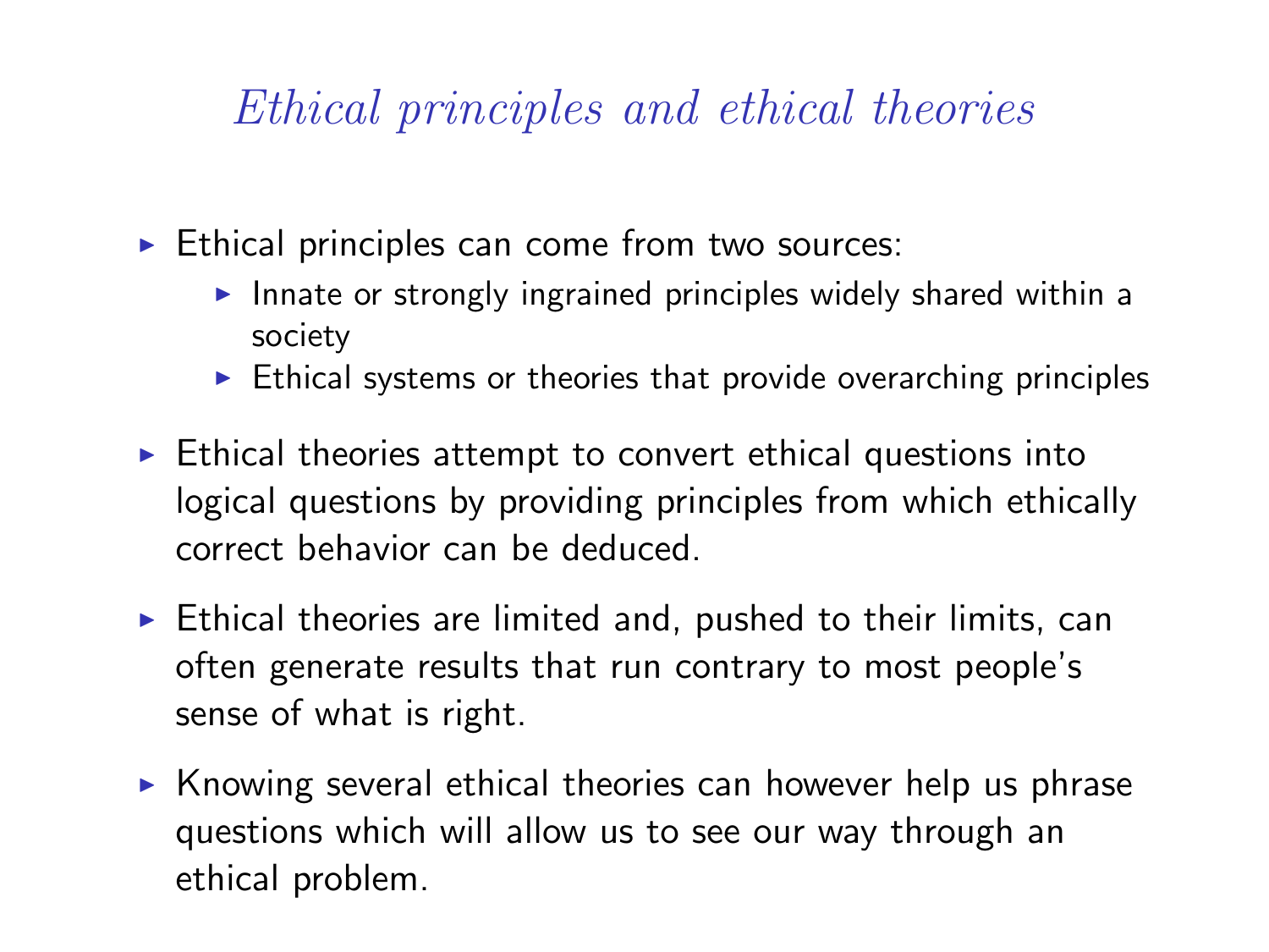# *Ethical principles and ethical theories*

- Ethical principles can come from two sources:
  - Innate or strongly ingrained principles widely shared within a society
  - Ethical systems or theories that provide overarching principles
- Ethical theories attempt to convert ethical questions into logical questions by providing principles from which ethically correct behavior can be deduced.
- Ethical theories are limited and, pushed to their limits, can often generate results that run contrary to most people's sense of what is right.
- Knowing several ethical theories can however help us phrase questions which will allow us to see our way through an ethical problem.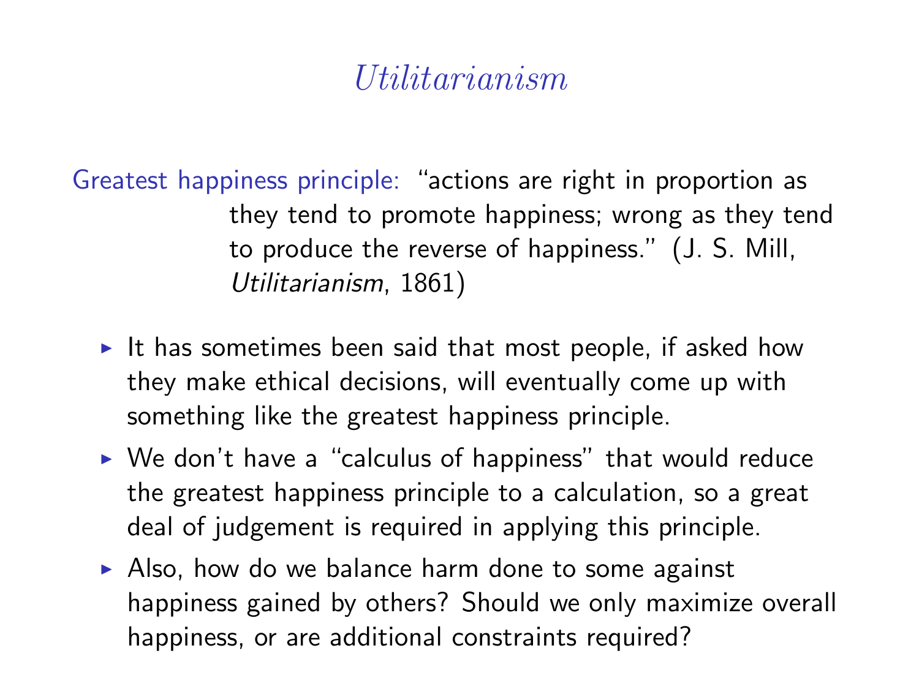# *Utilitarianism*

Greatest happiness principle: "actions are right in proportion as they tend to promote happiness; wrong as they tend to produce the reverse of happiness." (J. S. Mill, *Utilitarianism*, 1861)

- It has sometimes been said that most people, if asked how they make ethical decisions, will eventually come up with something like the greatest happiness principle.
- We don't have a "calculus of happiness" that would reduce the greatest happiness principle to a calculation, so a great deal of judgement is required in applying this principle.
- Also, how do we balance harm done to some against happiness gained by others? Should we only maximize overall happiness, or are additional constraints required?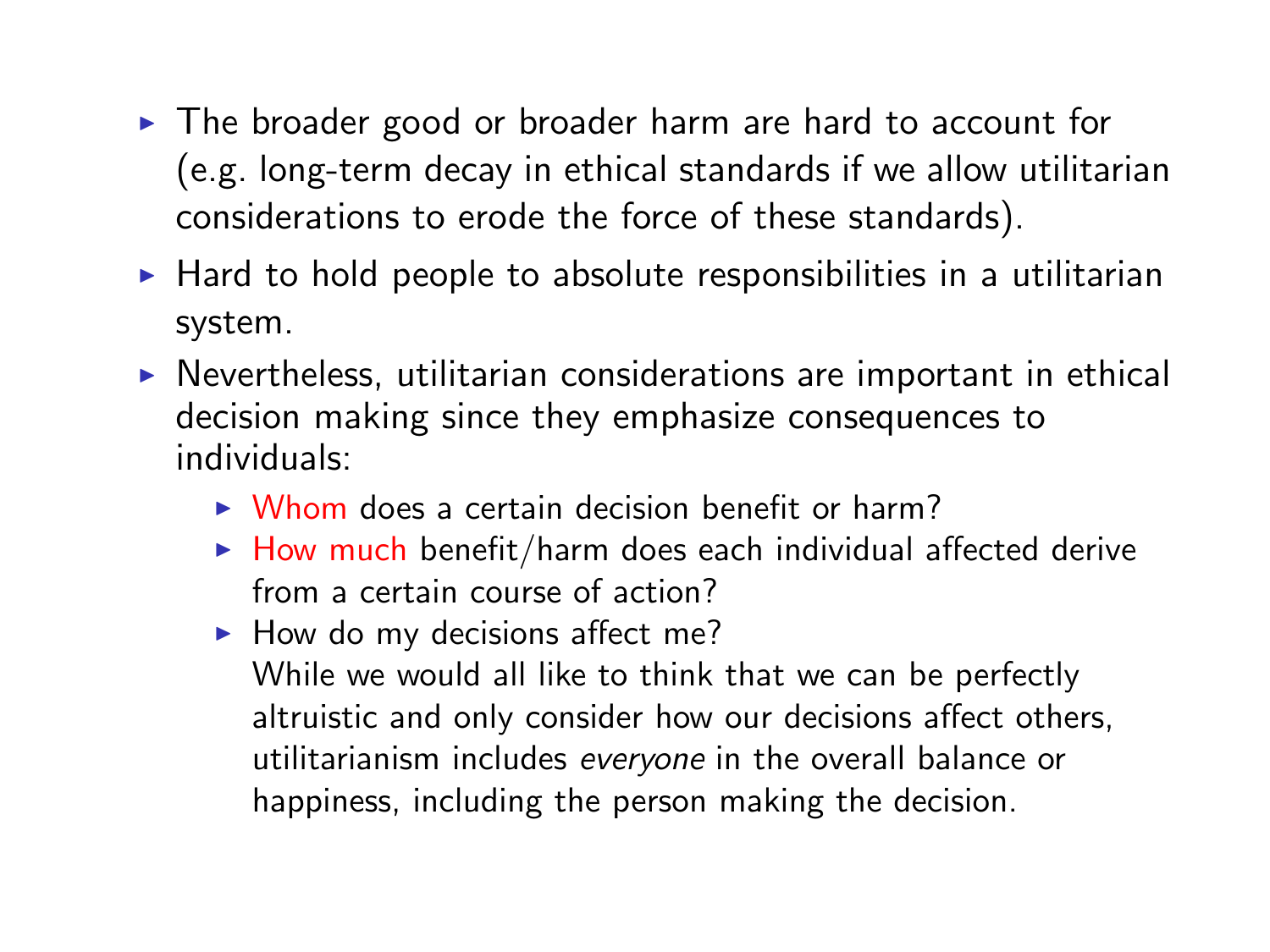- The broader good or broader harm are hard to account for (e.g. long-term decay in ethical standards if we allow utilitarian considerations to erode the force of these standards).
- Hard to hold people to absolute responsibilities in a utilitarian system.
- Nevertheless, utilitarian considerations are important in ethical decision making since they emphasize consequences to individuals:
  - Whom does a certain decision benefit or harm?
  - How much benefit/harm does each individual affected derive from a certain course of action?
  - How do my decisions affect me?
    While we would all like to think that we can be perfectly altruistic and only consider how our decisions affect others, utilitarianism includes *everyone* in the overall balance or happiness, including the person making the decision.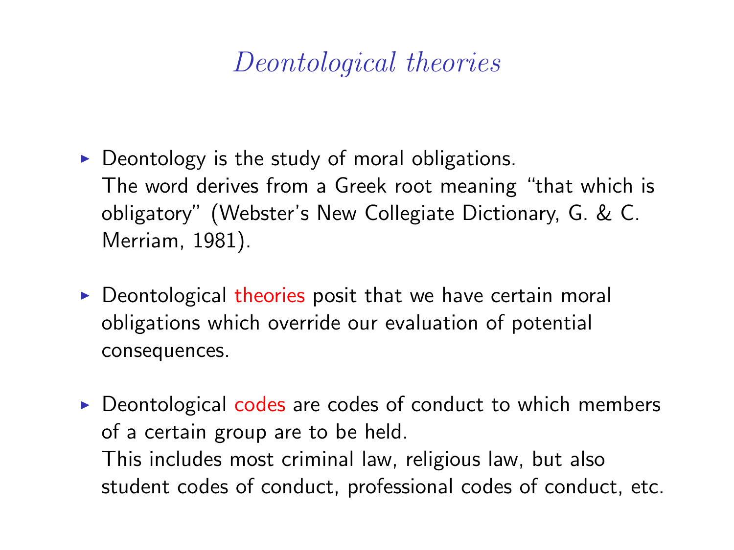# *Deontological theories*

- Deontology is the study of moral obligations.
  The word derives from a Greek root meaning "that which is obligatory" (Webster's New Collegiate Dictionary, G. & C. Merriam, 1981).

- Deontological theories posit that we have certain moral obligations which override our evaluation of potential consequences.

- Deontological codes are codes of conduct to which members of a certain group are to be held.
  This includes most criminal law, religious law, but also student codes of conduct, professional codes of conduct, etc.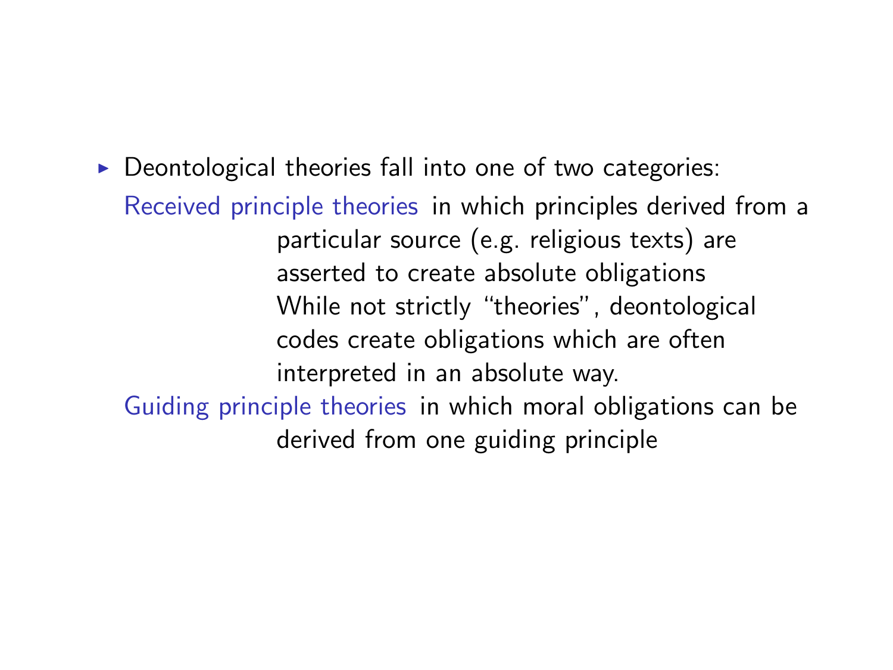- Deontological theories fall into one of two categories:

  **Received principle theories** in which principles derived from a particular source (e.g. religious texts) are asserted to create absolute obligations
  While not strictly "theories", deontological codes create obligations which are often interpreted in an absolute way.

  **Guiding principle theories** in which moral obligations can be derived from one guiding principle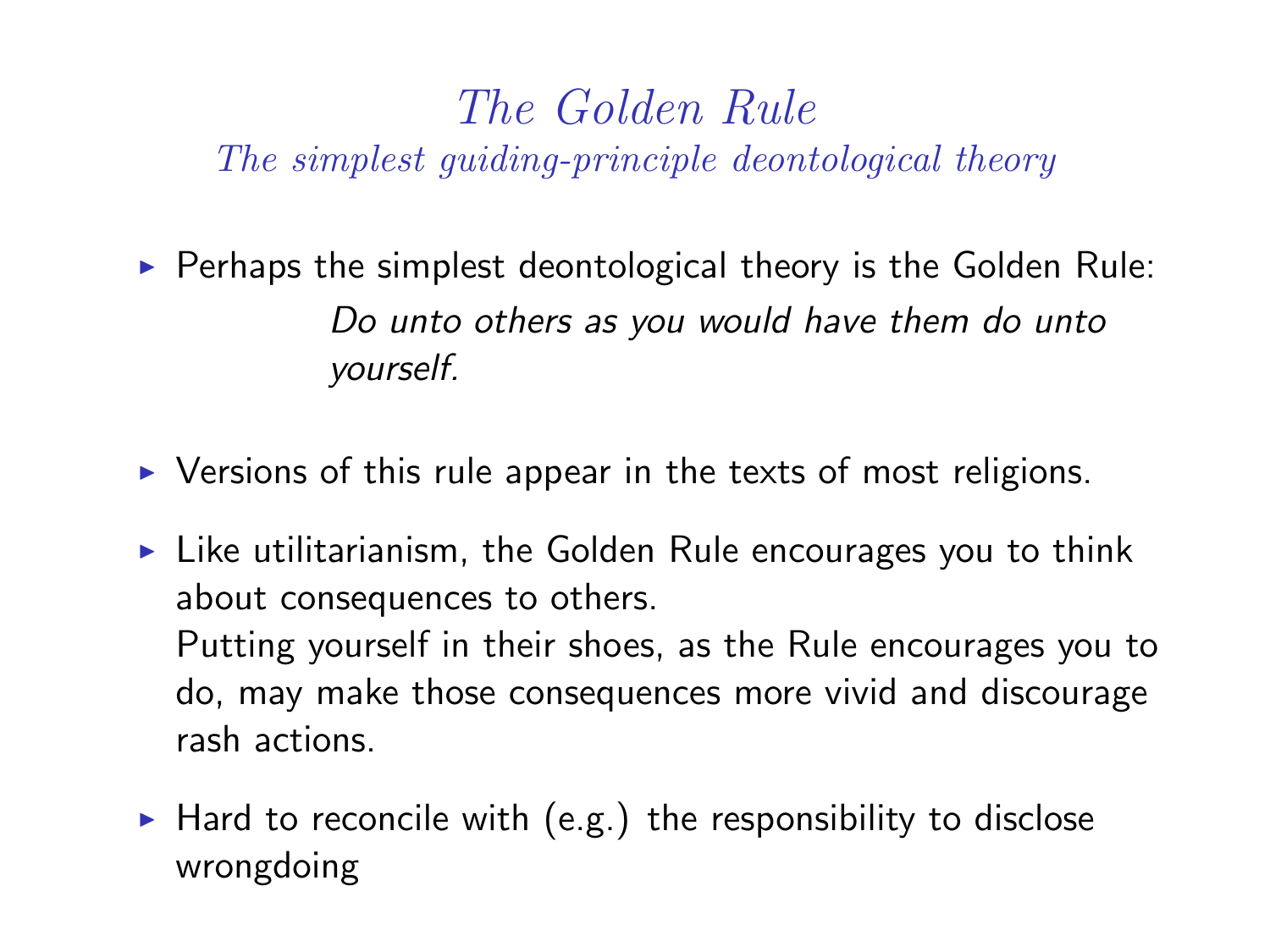# *The Golden Rule*

### *The simplest guiding-principle deontological theory*

- Perhaps the simplest deontological theory is the Golden Rule:

  *Do unto others as you would have them do unto yourself.*

- Versions of this rule appear in the texts of most religions.

- Like utilitarianism, the Golden Rule encourages you to think about consequences to others.

  Putting yourself in their shoes, as the Rule encourages you to do, may make those consequences more vivid and discourage rash actions.

- Hard to reconcile with (e.g.) the responsibility to disclose wrongdoing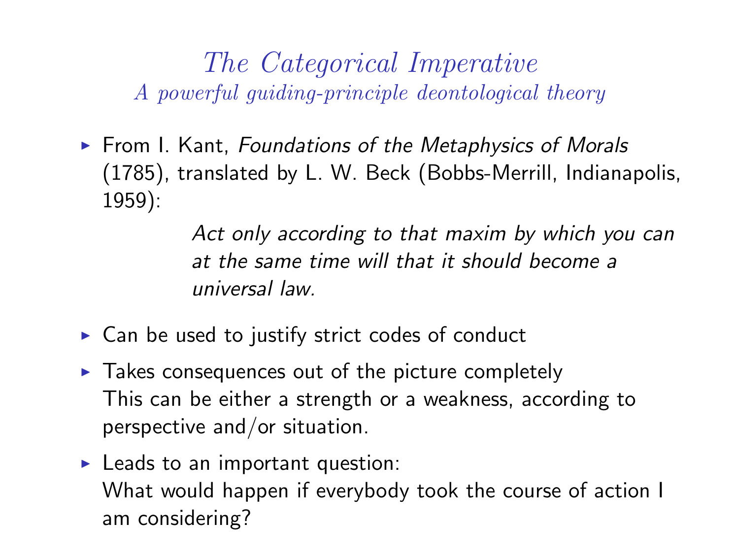# *The Categorical Imperative*

## *A powerful guiding-principle deontological theory*

- From I. Kant, *Foundations of the Metaphysics of Morals* (1785), translated by L. W. Beck (Bobbs-Merrill, Indianapolis, 1959):

  > *Act only according to that maxim by which you can at the same time will that it should become a universal law.*

- Can be used to justify strict codes of conduct
- Takes consequences out of the picture completely
  This can be either a strength or a weakness, according to perspective and/or situation.
- Leads to an important question:
  What would happen if everybody took the course of action I am considering?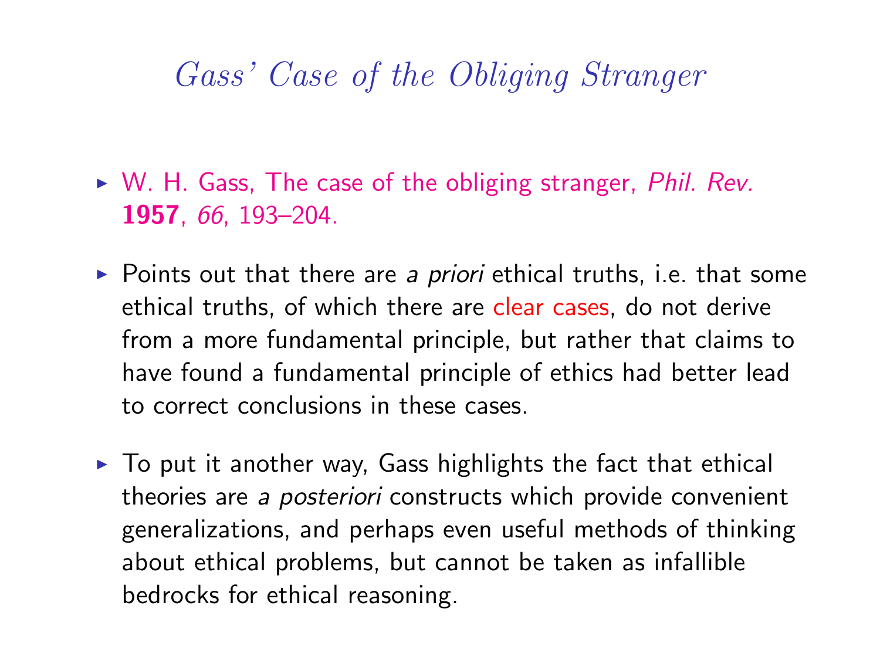# *Gass' Case of the Obliging Stranger*

- W. H. Gass, The case of the obliging stranger, *Phil. Rev.* **1957**, *66*, 193–204.
- Points out that there are *a priori* ethical truths, i.e. that some ethical truths, of which there are clear cases, do not derive from a more fundamental principle, but rather that claims to have found a fundamental principle of ethics had better lead to correct conclusions in these cases.
- To put it another way, Gass highlights the fact that ethical theories are *a posteriori* constructs which provide convenient generalizations, and perhaps even useful methods of thinking about ethical problems, but cannot be taken as infallible bedrocks for ethical reasoning.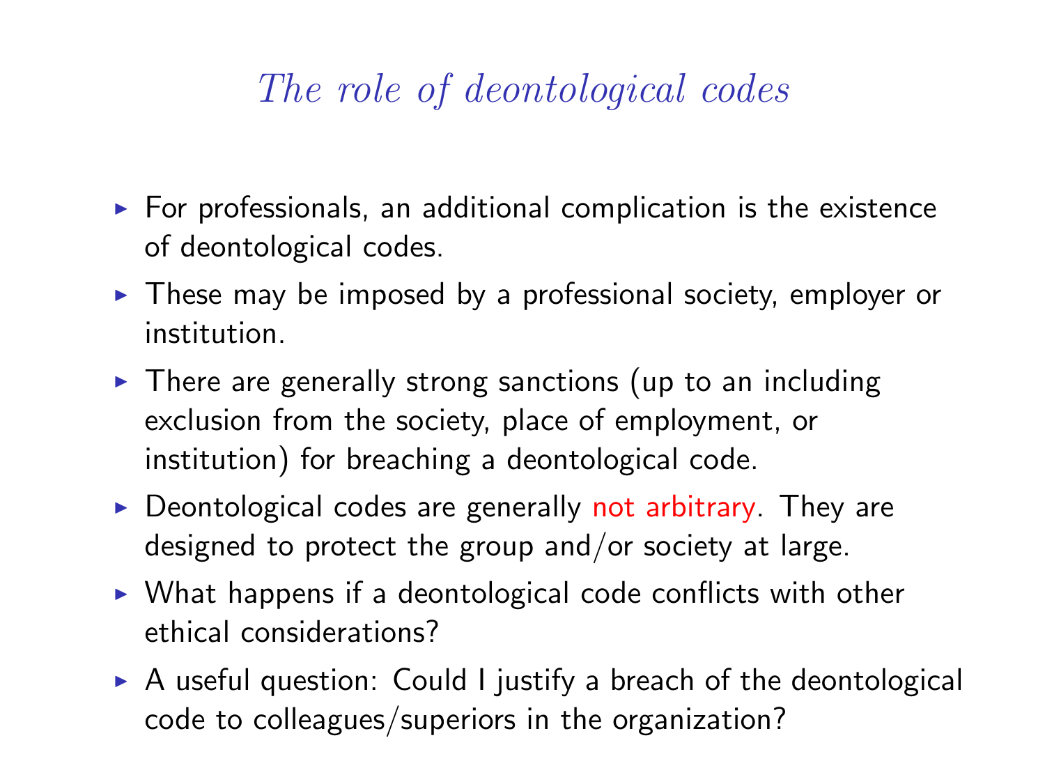# *The role of deontological codes*

- For professionals, an additional complication is the existence of deontological codes.
- These may be imposed by a professional society, employer or institution.
- There are generally strong sanctions (up to an including exclusion from the society, place of employment, or institution) for breaching a deontological code.
- Deontological codes are generally not arbitrary. They are designed to protect the group and/or society at large.
- What happens if a deontological code conflicts with other ethical considerations?
- A useful question: Could I justify a breach of the deontological code to colleagues/superiors in the organization?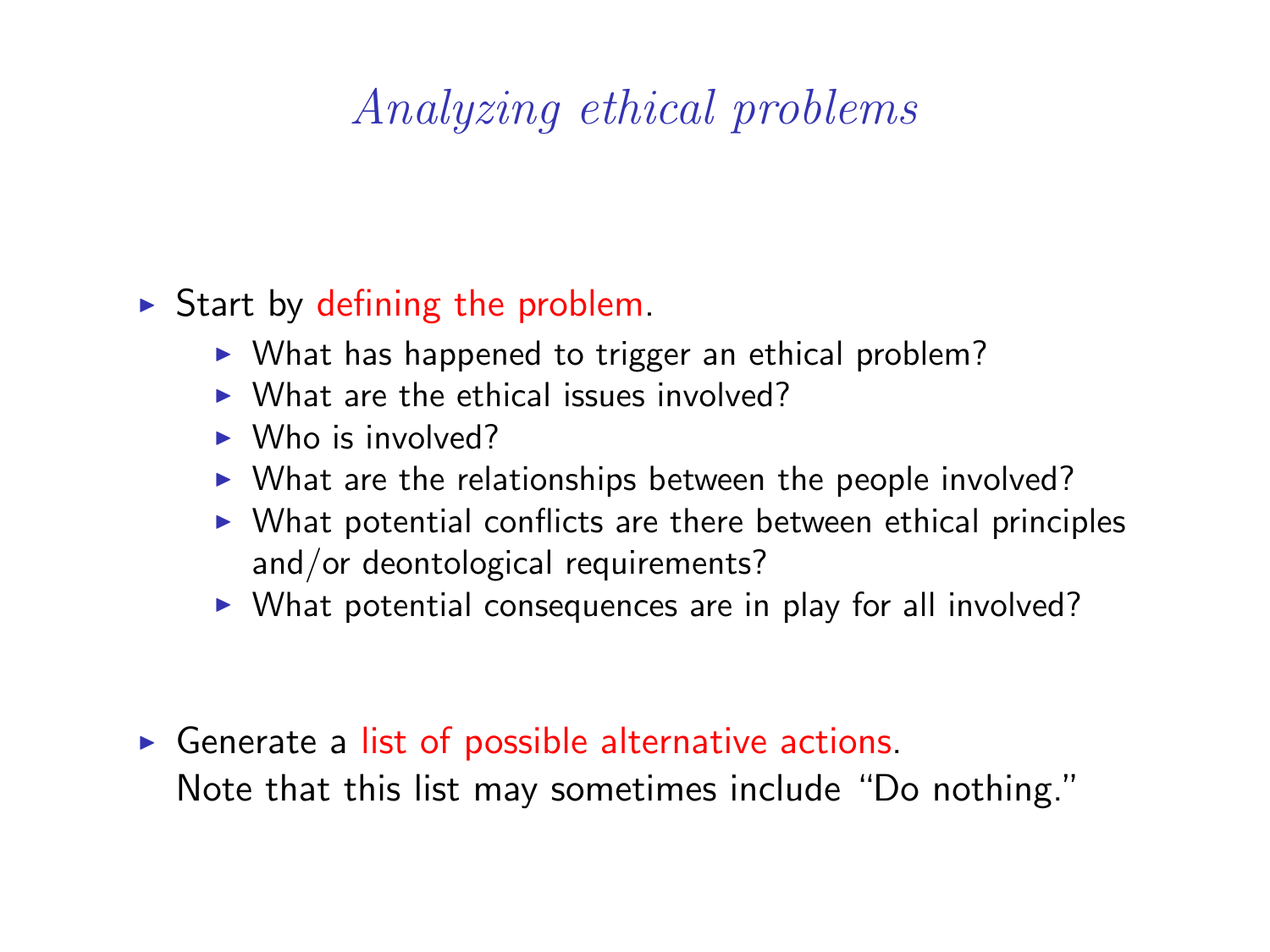# *Analyzing ethical problems*

- Start by defining the problem.
  - What has happened to trigger an ethical problem?
  - What are the ethical issues involved?
  - Who is involved?
  - What are the relationships between the people involved?
  - What potential conflicts are there between ethical principles and/or deontological requirements?
  - What potential consequences are in play for all involved?

- Generate a list of possible alternative actions.
  Note that this list may sometimes include "Do nothing."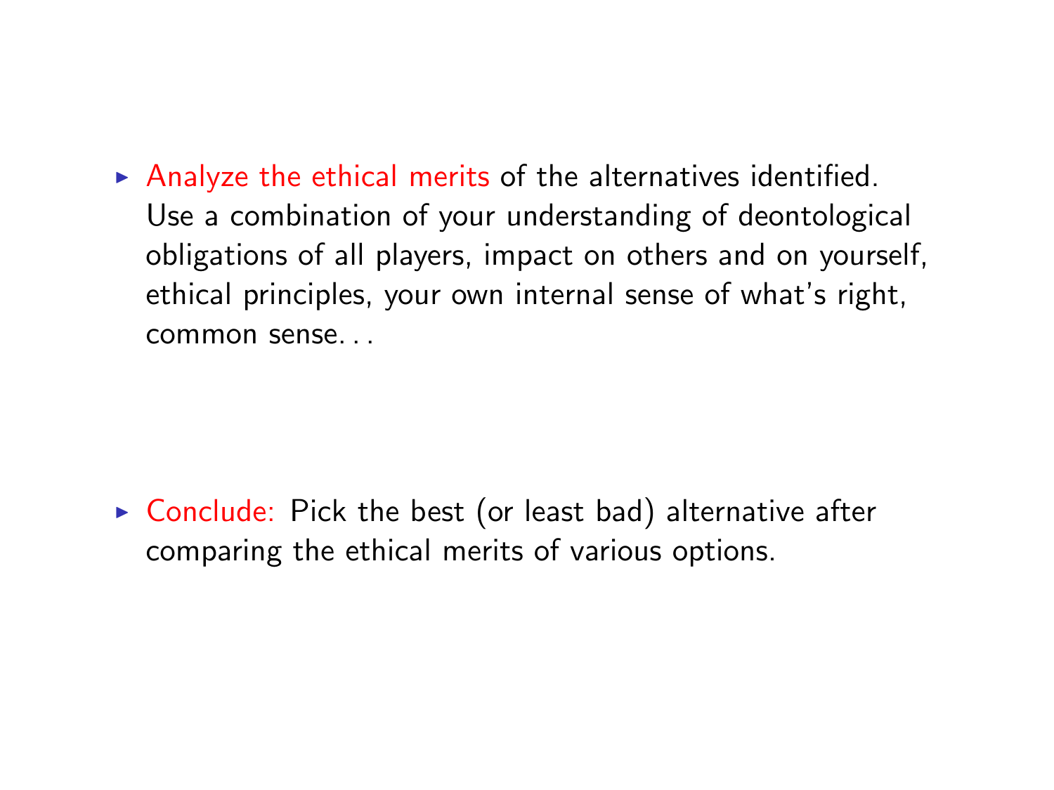- **Analyze the ethical merits** of the alternatives identified. Use a combination of your understanding of deontological obligations of all players, impact on others and on yourself, ethical principles, your own internal sense of what's right, common sense...

- **Conclude:** Pick the best (or least bad) alternative after comparing the ethical merits of various options.